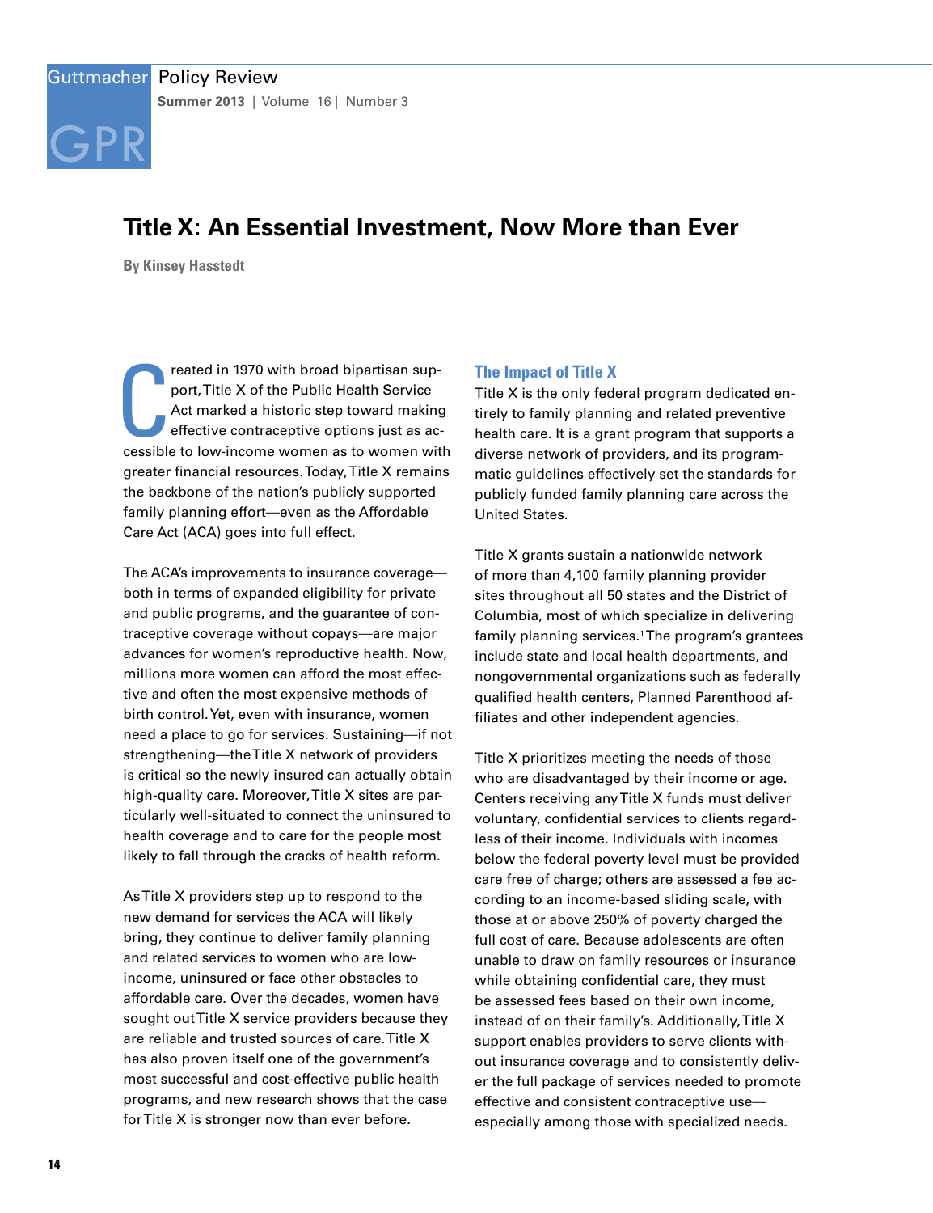# Title X: An Essential Investment, Now More than Ever

**By Kinsey Hasstedt**

Created in 1970 with broad bipartisan support, Title X of the Public Health Service Act marked a historic step toward making effective contraceptive options just as accessible to low-income women as to women with greater financial resources. Today, Title X remains the backbone of the nation's publicly supported family planning effort—even as the Affordable Care Act (ACA) goes into full effect.

The ACA's improvements to insurance coverage—both in terms of expanded eligibility for private and public programs, and the guarantee of contraceptive coverage without copays—are major advances for women's reproductive health. Now, millions more women can afford the most effective and often the most expensive methods of birth control. Yet, even with insurance, women need a place to go for services. Sustaining—if not strengthening—the Title X network of providers is critical so the newly insured can actually obtain high-quality care. Moreover, Title X sites are particularly well-situated to connect the uninsured to health coverage and to care for the people most likely to fall through the cracks of health reform.

As Title X providers step up to respond to the new demand for services the ACA will likely bring, they continue to deliver family planning and related services to women who are low-income, uninsured or face other obstacles to affordable care. Over the decades, women have sought out Title X service providers because they are reliable and trusted sources of care. Title X has also proven itself one of the government's most successful and cost-effective public health programs, and new research shows that the case for Title X is stronger now than ever before.

## The Impact of Title X

Title X is the only federal program dedicated entirely to family planning and related preventive health care. It is a grant program that supports a diverse network of providers, and its programmatic guidelines effectively set the standards for publicly funded family planning care across the United States.

Title X grants sustain a nationwide network of more than 4,100 family planning provider sites throughout all 50 states and the District of Columbia, most of which specialize in delivering family planning services.[1] The program's grantees include state and local health departments, and nongovernmental organizations such as federally qualified health centers, Planned Parenthood affiliates and other independent agencies.

Title X prioritizes meeting the needs of those who are disadvantaged by their income or age. Centers receiving any Title X funds must deliver voluntary, confidential services to clients regardless of their income. Individuals with incomes below the federal poverty level must be provided care free of charge; others are assessed a fee according to an income-based sliding scale, with those at or above 250% of poverty charged the full cost of care. Because adolescents are often unable to draw on family resources or insurance while obtaining confidential care, they must be assessed fees based on their own income, instead of on their family's. Additionally, Title X support enables providers to serve clients without insurance coverage and to consistently deliver the full package of services needed to promote effective and consistent contraceptive use—especially among those with specialized needs.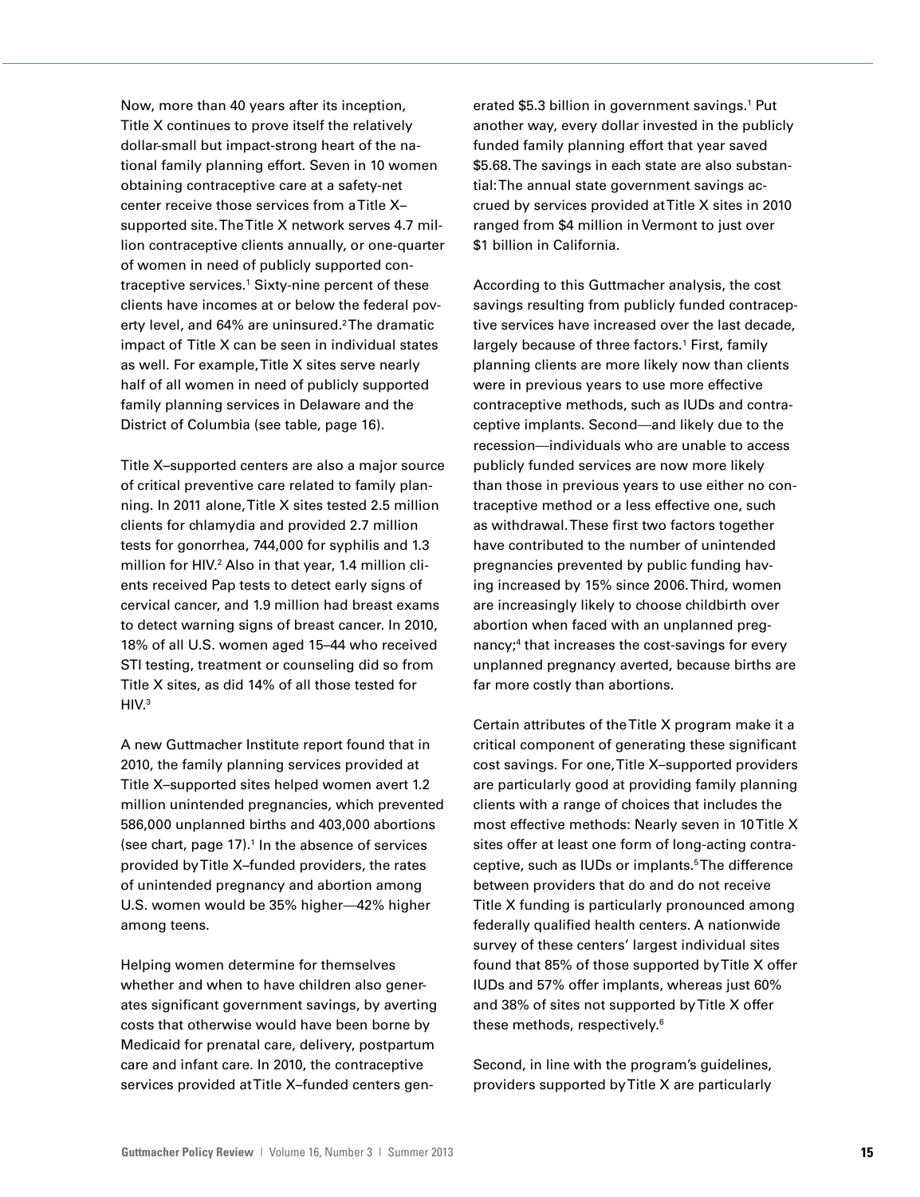Now, more than 40 years after its inception, Title X continues to prove itself the relatively dollar-small but impact-strong heart of the national family planning effort. Seven in 10 women obtaining contraceptive care at a safety-net center receive those services from a Title X–supported site. The Title X network serves 4.7 million contraceptive clients annually, or one-quarter of women in need of publicly supported contraceptive services.[1] Sixty-nine percent of these clients have incomes at or below the federal poverty level, and 64% are uninsured.[2] The dramatic impact of Title X can be seen in individual states as well. For example, Title X sites serve nearly half of all women in need of publicly supported family planning services in Delaware and the District of Columbia (see table, page 16).

Title X–supported centers are also a major source of critical preventive care related to family planning. In 2011 alone, Title X sites tested 2.5 million clients for chlamydia and provided 2.7 million tests for gonorrhea, 744,000 for syphilis and 1.3 million for HIV.[2] Also in that year, 1.4 million clients received Pap tests to detect early signs of cervical cancer, and 1.9 million had breast exams to detect warning signs of breast cancer. In 2010, 18% of all U.S. women aged 15–44 who received STI testing, treatment or counseling did so from Title X sites, as did 14% of all those tested for HIV.[3]

A new Guttmacher Institute report found that in 2010, the family planning services provided at Title X–supported sites helped women avert 1.2 million unintended pregnancies, which prevented 586,000 unplanned births and 403,000 abortions (see chart, page 17).[1] In the absence of services provided by Title X–funded providers, the rates of unintended pregnancy and abortion among U.S. women would be 35% higher—42% higher among teens.

Helping women determine for themselves whether and when to have children also generates significant government savings, by averting costs that otherwise would have been borne by Medicaid for prenatal care, delivery, postpartum care and infant care. In 2010, the contraceptive services provided at Title X–funded centers generated $5.3 billion in government savings.[1] Put another way, every dollar invested in the publicly funded family planning effort that year saved $5.68. The savings in each state are also substantial: The annual state government savings accrued by services provided at Title X sites in 2010 ranged from $4 million in Vermont to just over $1 billion in California.

According to this Guttmacher analysis, the cost savings resulting from publicly funded contraceptive services have increased over the last decade, largely because of three factors.[1] First, family planning clients are more likely now than clients were in previous years to use more effective contraceptive methods, such as IUDs and contraceptive implants. Second—and likely due to the recession—individuals who are unable to access publicly funded services are now more likely than those in previous years to use either no contraceptive method or a less effective one, such as withdrawal. These first two factors together have contributed to the number of unintended pregnancies prevented by public funding having increased by 15% since 2006. Third, women are increasingly likely to choose childbirth over abortion when faced with an unplanned pregnancy;[4] that increases the cost-savings for every unplanned pregnancy averted, because births are far more costly than abortions.

Certain attributes of the Title X program make it a critical component of generating these significant cost savings. For one, Title X–supported providers are particularly good at providing family planning clients with a range of choices that includes the most effective methods: Nearly seven in 10 Title X sites offer at least one form of long-acting contraceptive, such as IUDs or implants.[5] The difference between providers that do and do not receive Title X funding is particularly pronounced among federally qualified health centers. A nationwide survey of these centers' largest individual sites found that 85% of those supported by Title X offer IUDs and 57% offer implants, whereas just 60% and 38% of sites not supported by Title X offer these methods, respectively.[6]

Second, in line with the program's guidelines, providers supported by Title X are particularly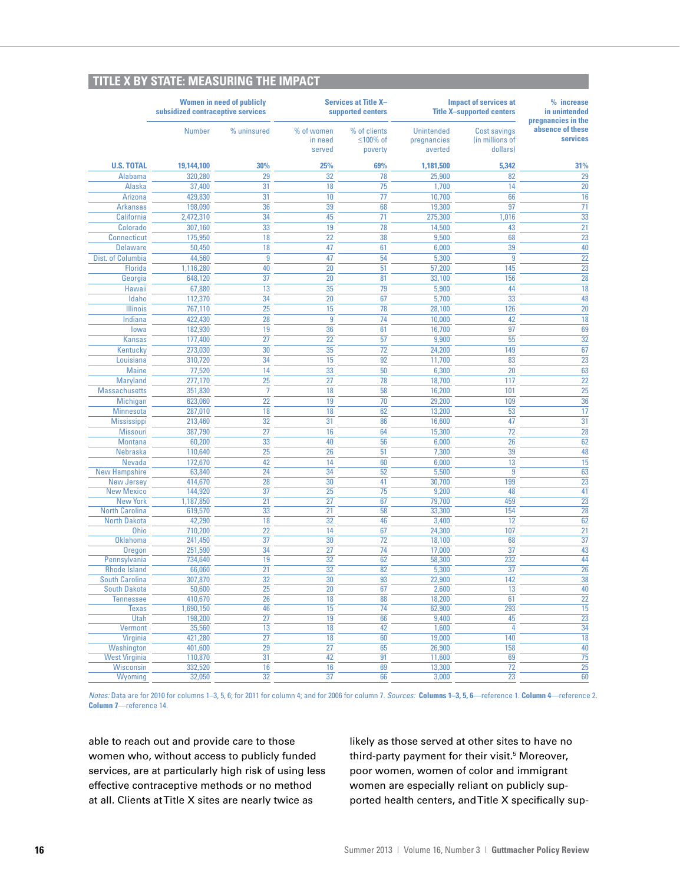## TITLE X BY STATE: MEASURING THE IMPACT

| | Women in need of publicly subsidized contraceptive services | | Services at Title X–supported centers | | Impact of services at Title X–supported centers | | % increase in unintended pregnancies in the absence of these services |
|---|---|---|---|---|---|---|---|
| | Number | % uninsured | % of women in need served | % of clients ≤100% of poverty | Unintended pregnancies averted | Cost savings (in millions of dollars) | |
| **U.S. TOTAL** | **19,144,100** | **30%** | **25%** | **69%** | **1,181,500** | **5,342** | **31%** |
| Alabama | 320,280 | 29 | 32 | 78 | 25,900 | 82 | 29 |
| Alaska | 37,400 | 31 | 18 | 75 | 1,700 | 14 | 20 |
| Arizona | 429,830 | 31 | 10 | 77 | 10,700 | 66 | 16 |
| Arkansas | 198,090 | 36 | 39 | 68 | 19,300 | 97 | 71 |
| California | 2,472,310 | 34 | 45 | 71 | 275,300 | 1,016 | 33 |
| Colorado | 307,160 | 33 | 19 | 78 | 14,500 | 43 | 21 |
| Connecticut | 175,950 | 18 | 22 | 38 | 9,500 | 68 | 23 |
| Delaware | 50,450 | 18 | 47 | 61 | 6,000 | 39 | 40 |
| Dist. of Columbia | 44,560 | 9 | 47 | 54 | 5,300 | 9 | 22 |
| Florida | 1,116,280 | 40 | 20 | 51 | 57,200 | 145 | 23 |
| Georgia | 648,120 | 37 | 20 | 81 | 33,100 | 156 | 28 |
| Hawaii | 67,880 | 13 | 35 | 79 | 5,900 | 44 | 18 |
| Idaho | 112,370 | 34 | 20 | 67 | 5,700 | 33 | 48 |
| Illinois | 767,110 | 25 | 15 | 78 | 28,100 | 126 | 20 |
| Indiana | 422,430 | 28 | 9 | 74 | 10,000 | 42 | 18 |
| Iowa | 182,930 | 19 | 36 | 61 | 16,700 | 97 | 69 |
| Kansas | 177,400 | 27 | 22 | 57 | 9,900 | 55 | 32 |
| Kentucky | 273,030 | 30 | 35 | 72 | 24,200 | 149 | 67 |
| Louisiana | 310,720 | 34 | 15 | 92 | 11,700 | 83 | 23 |
| Maine | 77,520 | 14 | 33 | 50 | 6,300 | 20 | 63 |
| Maryland | 277,170 | 25 | 27 | 78 | 18,700 | 117 | 22 |
| Massachusetts | 351,830 | 7 | 18 | 58 | 16,200 | 101 | 25 |
| Michigan | 623,060 | 22 | 19 | 70 | 29,200 | 109 | 36 |
| Minnesota | 287,010 | 18 | 18 | 62 | 13,200 | 53 | 17 |
| Mississippi | 213,460 | 32 | 31 | 86 | 16,600 | 47 | 31 |
| Missouri | 387,790 | 27 | 16 | 64 | 15,300 | 72 | 28 |
| Montana | 60,200 | 33 | 40 | 56 | 6,000 | 26 | 62 |
| Nebraska | 110,640 | 25 | 26 | 51 | 7,300 | 39 | 48 |
| Nevada | 172,670 | 42 | 14 | 60 | 6,000 | 13 | 15 |
| New Hampshire | 63,840 | 24 | 34 | 52 | 5,500 | 9 | 63 |
| New Jersey | 414,670 | 28 | 30 | 41 | 30,700 | 199 | 23 |
| New Mexico | 144,920 | 37 | 25 | 75 | 9,200 | 48 | 41 |
| New York | 1,187,850 | 21 | 27 | 67 | 79,700 | 459 | 23 |
| North Carolina | 619,570 | 33 | 21 | 58 | 33,300 | 154 | 28 |
| North Dakota | 42,290 | 18 | 32 | 46 | 3,400 | 12 | 62 |
| Ohio | 710,200 | 22 | 14 | 67 | 24,300 | 107 | 21 |
| Oklahoma | 241,450 | 37 | 30 | 72 | 18,100 | 68 | 37 |
| Oregon | 251,590 | 34 | 27 | 74 | 17,000 | 37 | 43 |
| Pennsylvania | 734,640 | 19 | 32 | 62 | 58,300 | 232 | 44 |
| Rhode Island | 66,060 | 21 | 32 | 82 | 5,300 | 37 | 26 |
| South Carolina | 307,870 | 32 | 30 | 93 | 22,900 | 142 | 38 |
| South Dakota | 50,600 | 25 | 20 | 67 | 2,600 | 13 | 40 |
| Tennessee | 410,670 | 26 | 18 | 88 | 18,200 | 61 | 22 |
| Texas | 1,690,150 | 46 | 15 | 74 | 62,900 | 293 | 15 |
| Utah | 198,200 | 27 | 19 | 66 | 9,400 | 45 | 23 |
| Vermont | 35,560 | 13 | 18 | 42 | 1,600 | 4 | 34 |
| Virginia | 421,280 | 27 | 18 | 60 | 19,000 | 140 | 18 |
| Washington | 401,600 | 29 | 27 | 65 | 26,900 | 158 | 40 |
| West Virginia | 110,870 | 31 | 42 | 91 | 11,600 | 69 | 75 |
| Wisconsin | 332,520 | 16 | 16 | 69 | 13,300 | 72 | 25 |
| Wyoming | 32,050 | 32 | 37 | 66 | 3,000 | 23 | 60 |

*Notes:* Data are for 2010 for columns 1–3, 5, 6; for 2011 for column 4; and for 2006 for column 7. *Sources:* **Columns 1–3, 5, 6**—reference 1. **Column 4**—reference 2. **Column 7**—reference 14.

able to reach out and provide care to those women who, without access to publicly funded services, are at particularly high risk of using less effective contraceptive methods or no method at all. Clients at Title X sites are nearly twice as likely as those served at other sites to have no third-party payment for their visit.[5] Moreover, poor women, women of color and immigrant women are especially reliant on publicly supported health centers, and Title X specifically sup-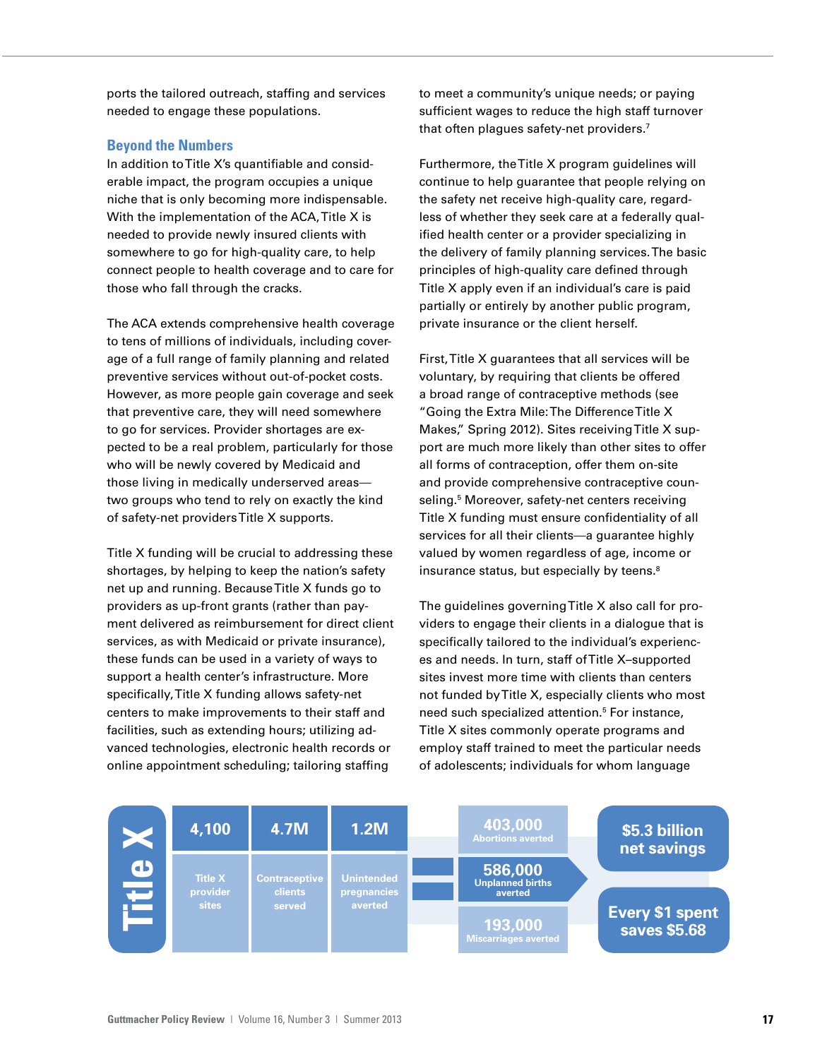ports the tailored outreach, staffing and services needed to engage these populations.

### Beyond the Numbers

In addition to Title X's quantifiable and considerable impact, the program occupies a unique niche that is only becoming more indispensable. With the implementation of the ACA, Title X is needed to provide newly insured clients with somewhere to go for high-quality care, to help connect people to health coverage and to care for those who fall through the cracks.

The ACA extends comprehensive health coverage to tens of millions of individuals, including coverage of a full range of family planning and related preventive services without out-of-pocket costs. However, as more people gain coverage and seek that preventive care, they will need somewhere to go for services. Provider shortages are expected to be a real problem, particularly for those who will be newly covered by Medicaid and those living in medically underserved areas—two groups who tend to rely on exactly the kind of safety-net providers Title X supports.

Title X funding will be crucial to addressing these shortages, by helping to keep the nation's safety net up and running. Because Title X funds go to providers as up-front grants (rather than payment delivered as reimbursement for direct client services, as with Medicaid or private insurance), these funds can be used in a variety of ways to support a health center's infrastructure. More specifically, Title X funding allows safety-net centers to make improvements to their staff and facilities, such as extending hours; utilizing advanced technologies, electronic health records or online appointment scheduling; tailoring staffing to meet a community's unique needs; or paying sufficient wages to reduce the high staff turnover that often plagues safety-net providers.[7]

Furthermore, the Title X program guidelines will continue to help guarantee that people relying on the safety net receive high-quality care, regardless of whether they seek care at a federally qualified health center or a provider specializing in the delivery of family planning services. The basic principles of high-quality care defined through Title X apply even if an individual's care is paid partially or entirely by another public program, private insurance or the client herself.

First, Title X guarantees that all services will be voluntary, by requiring that clients be offered a broad range of contraceptive methods (see "Going the Extra Mile: The Difference Title X Makes," Spring 2012). Sites receiving Title X support are much more likely than other sites to offer all forms of contraception, offer them on-site and provide comprehensive contraceptive counseling.[5] Moreover, safety-net centers receiving Title X funding must ensure confidentiality of all services for all their clients—a guarantee highly valued by women regardless of age, income or insurance status, but especially by teens.[8]

The guidelines governing Title X also call for providers to engage their clients in a dialogue that is specifically tailored to the individual's experiences and needs. In turn, staff of Title X–supported sites invest more time with clients than centers not funded by Title X, especially clients who most need such specialized attention.[5] For instance, Title X sites commonly operate programs and employ staff trained to meet the particular needs of adolescents; individuals for whom language

**Title X**

| 4,100 | 4.7M | 1.2M |
|---|---|---|
| Title X provider sites | Contraceptive clients served | Unintended pregnancies averted |

= **403,000** Abortions averted; **586,000** Unplanned births averted; **193,000** Miscarriages averted

**$5.3 billion net savings**

**Every $1 spent saves $5.68**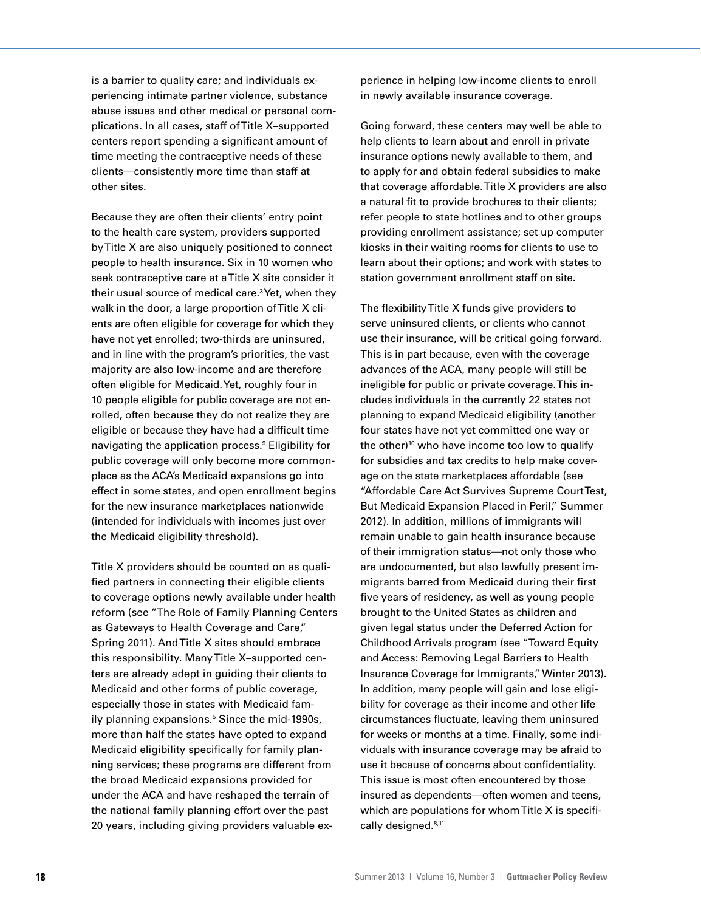is a barrier to quality care; and individuals experiencing intimate partner violence, substance abuse issues and other medical or personal complications. In all cases, staff of Title X–supported centers report spending a significant amount of time meeting the contraceptive needs of these clients—consistently more time than staff at other sites.

Because they are often their clients' entry point to the health care system, providers supported by Title X are also uniquely positioned to connect people to health insurance. Six in 10 women who seek contraceptive care at a Title X site consider it their usual source of medical care.[3] Yet, when they walk in the door, a large proportion of Title X clients are often eligible for coverage for which they have not yet enrolled; two-thirds are uninsured, and in line with the program's priorities, the vast majority are also low-income and are therefore often eligible for Medicaid. Yet, roughly four in 10 people eligible for public coverage are not enrolled, often because they do not realize they are eligible or because they have had a difficult time navigating the application process.[9] Eligibility for public coverage will only become more commonplace as the ACA's Medicaid expansions go into effect in some states, and open enrollment begins for the new insurance marketplaces nationwide (intended for individuals with incomes just over the Medicaid eligibility threshold).

Title X providers should be counted on as qualified partners in connecting their eligible clients to coverage options newly available under health reform (see "The Role of Family Planning Centers as Gateways to Health Coverage and Care," Spring 2011). And Title X sites should embrace this responsibility. Many Title X–supported centers are already adept in guiding their clients to Medicaid and other forms of public coverage, especially those in states with Medicaid family planning expansions.[5] Since the mid-1990s, more than half the states have opted to expand Medicaid eligibility specifically for family planning services; these programs are different from the broad Medicaid expansions provided for under the ACA and have reshaped the terrain of the national family planning effort over the past 20 years, including giving providers valuable experience in helping low-income clients to enroll in newly available insurance coverage.

Going forward, these centers may well be able to help clients to learn about and enroll in private insurance options newly available to them, and to apply for and obtain federal subsidies to make that coverage affordable. Title X providers are also a natural fit to provide brochures to their clients; refer people to state hotlines and to other groups providing enrollment assistance; set up computer kiosks in their waiting rooms for clients to use to learn about their options; and work with states to station government enrollment staff on site.

The flexibility Title X funds give providers to serve uninsured clients, or clients who cannot use their insurance, will be critical going forward. This is in part because, even with the coverage advances of the ACA, many people will still be ineligible for public or private coverage. This includes individuals in the currently 22 states not planning to expand Medicaid eligibility (another four states have not yet committed one way or the other)[10] who have income too low to qualify for subsidies and tax credits to help make coverage on the state marketplaces affordable (see "Affordable Care Act Survives Supreme Court Test, But Medicaid Expansion Placed in Peril," Summer 2012). In addition, millions of immigrants will remain unable to gain health insurance because of their immigration status—not only those who are undocumented, but also lawfully present immigrants barred from Medicaid during their first five years of residency, as well as young people brought to the United States as children and given legal status under the Deferred Action for Childhood Arrivals program (see "Toward Equity and Access: Removing Legal Barriers to Health Insurance Coverage for Immigrants," Winter 2013). In addition, many people will gain and lose eligibility for coverage as their income and other life circumstances fluctuate, leaving them uninsured for weeks or months at a time. Finally, some individuals with insurance coverage may be afraid to use it because of concerns about confidentiality. This issue is most often encountered by those insured as dependents—often women and teens, which are populations for whom Title X is specifically designed.[8,11]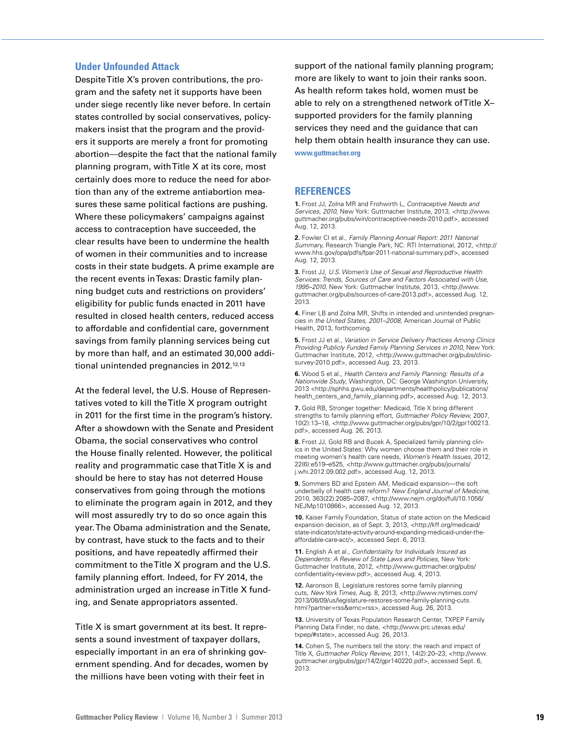## Under Unfounded Attack

Despite Title X's proven contributions, the program and the safety net it supports have been under siege recently like never before. In certain states controlled by social conservatives, policymakers insist that the program and the providers it supports are merely a front for promoting abortion—despite the fact that the national family planning program, with Title X at its core, most certainly does more to reduce the need for abortion than any of the extreme antiabortion measures these same political factions are pushing. Where these policymakers' campaigns against access to contraception have succeeded, the clear results have been to undermine the health of women in their communities and to increase costs in their state budgets. A prime example are the recent events in Texas: Drastic family planning budget cuts and restrictions on providers' eligibility for public funds enacted in 2011 have resulted in closed health centers, reduced access to affordable and confidential care, government savings from family planning services being cut by more than half, and an estimated 30,000 additional unintended pregnancies in 2012.[12,13]

At the federal level, the U.S. House of Representatives voted to kill the Title X program outright in 2011 for the first time in the program's history. After a showdown with the Senate and President Obama, the social conservatives who control the House finally relented. However, the political reality and programmatic case that Title X is and should be here to stay has not deterred House conservatives from going through the motions to eliminate the program again in 2012, and they will most assuredly try to do so once again this year. The Obama administration and the Senate, by contrast, have stuck to the facts and to their positions, and have repeatedly affirmed their commitment to the Title X program and the U.S. family planning effort. Indeed, for FY 2014, the administration urged an increase in Title X funding, and Senate appropriators assented.

Title X is smart government at its best. It represents a sound investment of taxpayer dollars, especially important in an era of shrinking government spending. And for decades, women by the millions have been voting with their feet in support of the national family planning program; more are likely to want to join their ranks soon. As health reform takes hold, women must be able to rely on a strengthened network of Title X–supported providers for the family planning services they need and the guidance that can help them obtain health insurance they can use.

**www.guttmacher.org**

## REFERENCES

**1.** Frost JJ, Zolna MR and Frohwirth L, *Contraceptive Needs and Services, 2010,* New York: Guttmacher Institute, 2013, <http://www.guttmacher.org/pubs/win/contraceptive-needs-2010.pdf>, accessed Aug. 12, 2013.

**2.** Fowler CI et al., *Family Planning Annual Report: 2011 National Summary,* Research Triangle Park, NC: RTI International, 2012, <http://www.hhs.gov/opa/pdfs/fpar-2011-national-summary.pdf>, accessed Aug. 12, 2013.

**3.** Frost JJ, *U.S. Women's Use of Sexual and Reproductive Health Services: Trends, Sources of Care and Factors Associated with Use, 1995–2010,* New York: Guttmacher Institute, 2013, <http://www.guttmacher.org/pubs/sources-of-care-2013.pdf>, accessed Aug. 12, 2013.

**4.** Finer LB and Zolna MR, Shifts in intended and unintended pregnancies in *the United States, 2001–2008,* American Journal of Public Health, 2013, forthcoming.

**5.** Frost JJ et al., *Variation in Service Delivery Practices Among Clinics Providing Publicly Funded Family Planning Services in 2010,* New York: Guttmacher Institute, 2012, <http://www.guttmacher.org/pubs/clinic-survey-2010.pdf>, accessed Aug. 23, 2013.

**6.** Wood S et al., *Health Centers and Family Planning: Results of a Nationwide Study,* Washington, DC: George Washington University, 2013 <http://sphhs.gwu.edu/departments/healthpolicy/publications/health_centers_and_family_planning.pdf>, accessed Aug. 12, 2013.

**7.** Gold RB, Stronger together: Medicaid, Title X bring different strengths to family planning effort, *Guttmacher Policy Review,* 2007, 10(2):13–18, <http://www.guttmacher.org/pubs/gpr/10/2/gpr100213.pdf>, accessed Aug. 26, 2013.

**8.** Frost JJ, Gold RB and Bucek A, Specialized family planning clinics in the United States: Why women choose them and their role in meeting women's health care needs, *Women's Health Issues,* 2012, 22(6):e519–e525, <http://www.guttmacher.org/pubs/journals/j.whi.2012.09.002.pdf>, accessed Aug. 12, 2013.

**9.** Sommers BD and Epstein AM, Medicaid expansion—the soft underbelly of health care reform? *New England Journal of Medicine,* 2010, 363(22):2085–2087, <http://www.nejm.org/doi/full/10.1056/NEJMp1010866>, accessed Aug. 12, 2013.

**10.** Kaiser Family Foundation, Status of state action on the Medicaid expansion decision, as of Sept. 3, 2013, <http://kff.org/medicaid/state-indicator/state-activity-around-expanding-medicaid-under-the-affordable-care-act/>, accessed Sept. 6, 2013.

**11.** English A et al., *Confidentiality for Individuals Insured as Dependents: A Review of State Laws and Policies,* New York: Guttmacher Institute, 2012, <http://www.guttmacher.org/pubs/confidentiality-review.pdf>, accessed Aug. 4, 2013.

**12.** Aaronson B, Legislature restores some family planning cuts, *New York Times,* Aug. 8, 2013, <http://www.nytimes.com/2013/08/09/us/legislature-restores-some-family-planning-cuts.html?partner=rss&emc=rss>, accessed Aug. 26, 2013.

**13.** University of Texas Population Research Center, TXPEP Family Planning Data Finder, no date, <http://www.prc.utexas.edu/txpep/#state>, accessed Aug. 26, 2013.

**14.** Cohen S, The numbers tell the story: the reach and impact of Title X, *Guttmacher Policy Review,* 2011, 14(2):20–23, <http://www.guttmacher.org/pubs/gpr/14/2/gpr140220.pdf>, accessed Sept. 6, 2013.